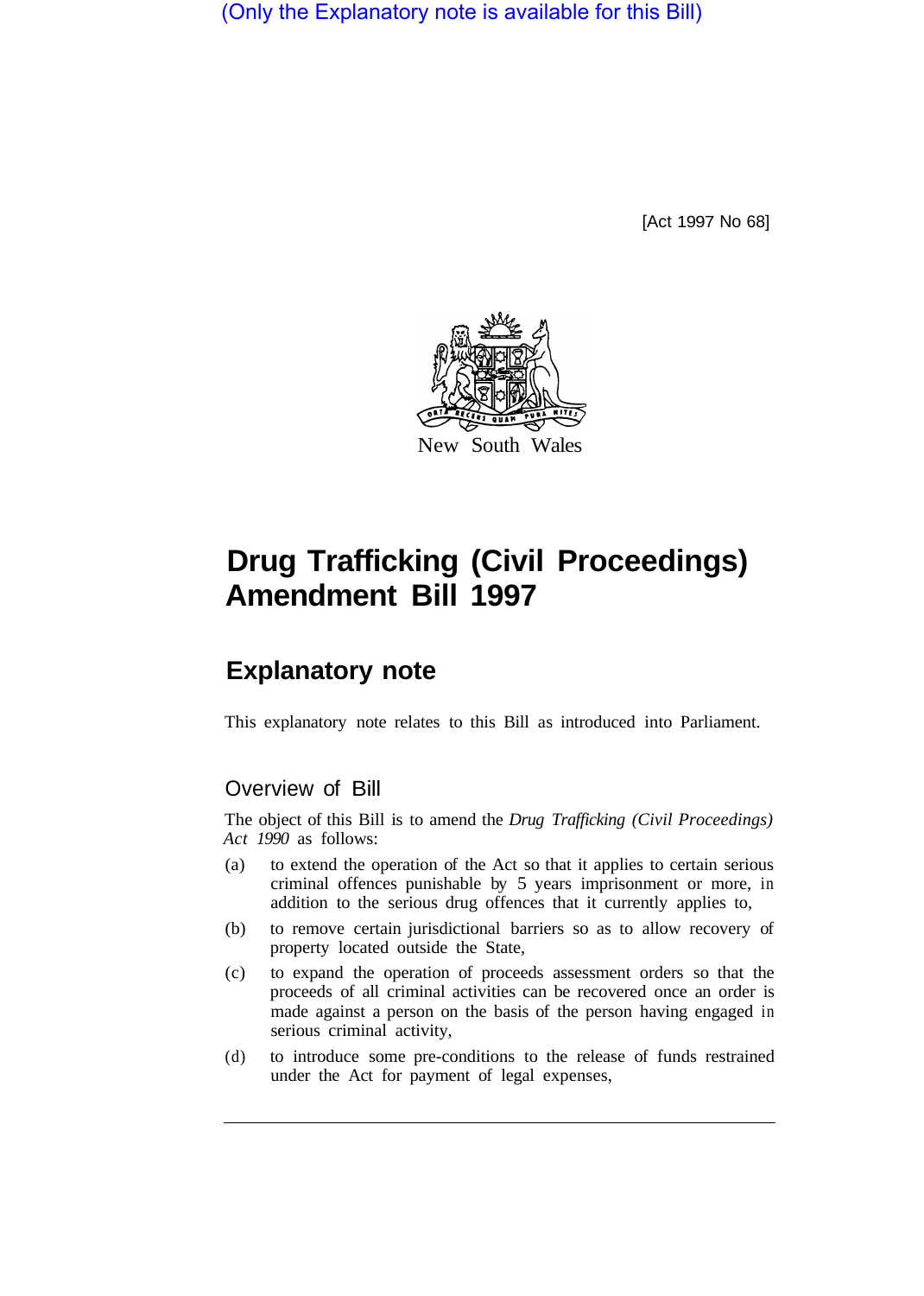(Only the Explanatory note is available for this Bill)

[Act 1997 No 68]

New South Wales

# Drug Trafficking (Civil Proceedings) Amendment Bill 1997

## Explanatory note

This explanatory note relates to this Bill as introduced into Parliament.

### Overview of Bill

The object of this Bill is to amend the *Drug Trafficking (Civil Proceedings) Act 1990* as follows:

(a) to extend the operation of the Act so that it applies to certain serious criminal offences punishable by 5 years imprisonment or more, in addition to the serious drug offences that it currently applies to,

(b) to remove certain jurisdictional barriers so as to allow recovery of property located outside the State,

(c) to expand the operation of proceeds assessment orders so that the proceeds of all criminal activities can be recovered once an order is made against a person on the basis of the person having engaged in serious criminal activity,

(d) to introduce some pre-conditions to the release of funds restrained under the Act for payment of legal expenses,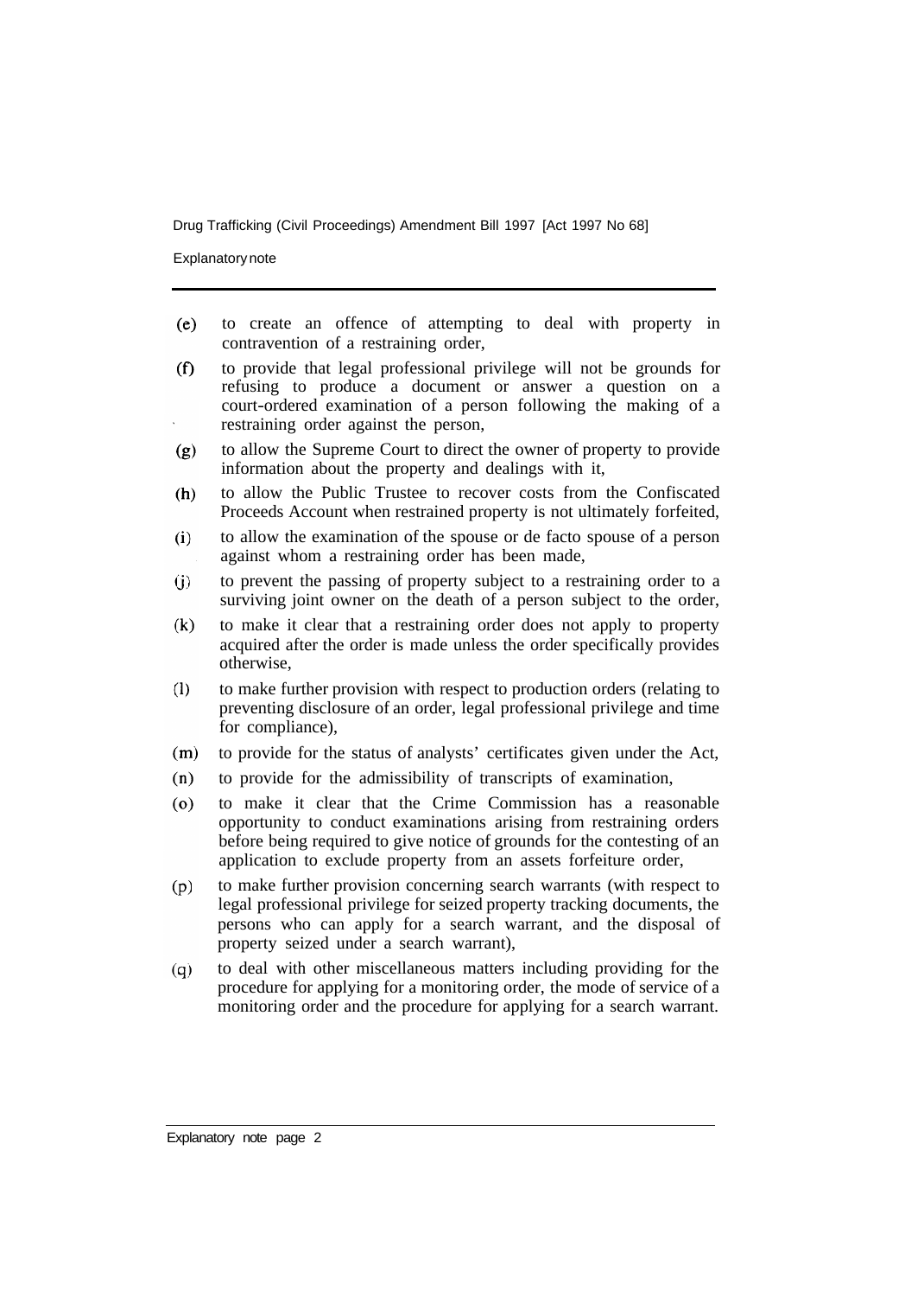(e) to create an offence of attempting to deal with property in contravention of a restraining order,

(f) to provide that legal professional privilege will not be grounds for refusing to produce a document or answer a question on a court-ordered examination of a person following the making of a restraining order against the person,

(g) to allow the Supreme Court to direct the owner of property to provide information about the property and dealings with it,

(h) to allow the Public Trustee to recover costs from the Confiscated Proceeds Account when restrained property is not ultimately forfeited,

(i) to allow the examination of the spouse or de facto spouse of a person against whom a restraining order has been made,

(j) to prevent the passing of property subject to a restraining order to a surviving joint owner on the death of a person subject to the order,

(k) to make it clear that a restraining order does not apply to property acquired after the order is made unless the order specifically provides otherwise,

(l) to make further provision with respect to production orders (relating to preventing disclosure of an order, legal professional privilege and time for compliance),

(m) to provide for the status of analysts' certificates given under the Act,

(n) to provide for the admissibility of transcripts of examination,

(o) to make it clear that the Crime Commission has a reasonable opportunity to conduct examinations arising from restraining orders before being required to give notice of grounds for the contesting of an application to exclude property from an assets forfeiture order,

(p) to make further provision concerning search warrants (with respect to legal professional privilege for seized property tracking documents, the persons who can apply for a search warrant, and the disposal of property seized under a search warrant),

(q) to deal with other miscellaneous matters including providing for the procedure for applying for a monitoring order, the mode of service of a monitoring order and the procedure for applying for a search warrant.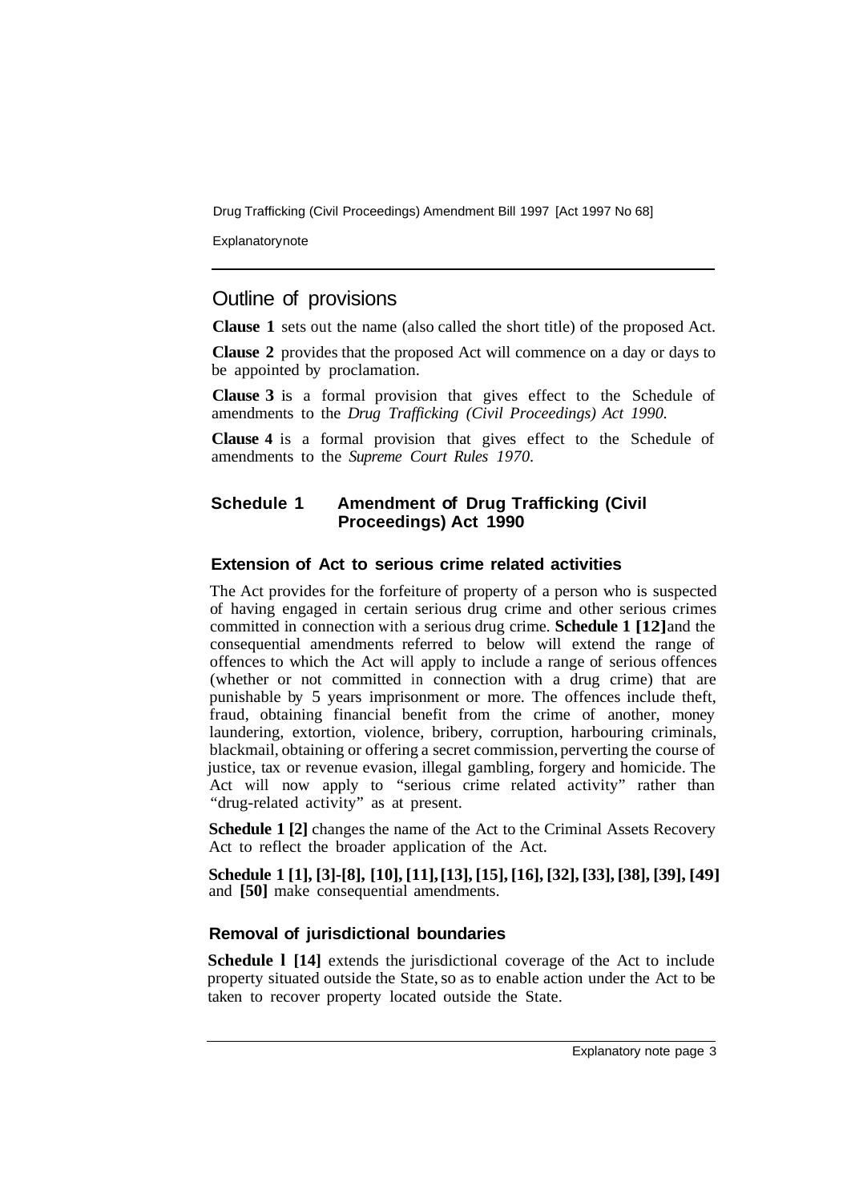## Outline of provisions

**Clause 1** sets out the name (also called the short title) of the proposed Act.

**Clause 2** provides that the proposed Act will commence on a day or days to be appointed by proclamation.

**Clause 3** is a formal provision that gives effect to the Schedule of amendments to the *Drug Trafficking (Civil Proceedings) Act 1990*.

**Clause 4** is a formal provision that gives effect to the Schedule of amendments to the *Supreme Court Rules 1970*.

### Schedule 1 Amendment of Drug Trafficking (Civil Proceedings) Act 1990

#### Extension of Act to serious crime related activities

The Act provides for the forfeiture of property of a person who is suspected of having engaged in certain serious drug crime and other serious crimes committed in connection with a serious drug crime. **Schedule 1 [12]** and the consequential amendments referred to below will extend the range of offences to which the Act will apply to include a range of serious offences (whether or not committed in connection with a drug crime) that are punishable by 5 years imprisonment or more. The offences include theft, fraud, obtaining financial benefit from the crime of another, money laundering, extortion, violence, bribery, corruption, harbouring criminals, blackmail, obtaining or offering a secret commission, perverting the course of justice, tax or revenue evasion, illegal gambling, forgery and homicide. The Act will now apply to "serious crime related activity" rather than "drug-related activity" as at present.

**Schedule 1 [2]** changes the name of the Act to the Criminal Assets Recovery Act to reflect the broader application of the Act.

**Schedule 1 [1], [3]-[8], [10], [11], [13], [15], [16], [32], [33], [38], [39], [49]** and **[50]** make consequential amendments.

#### Removal of jurisdictional boundaries

**Schedule 1 [14]** extends the jurisdictional coverage of the Act to include property situated outside the State, so as to enable action under the Act to be taken to recover property located outside the State.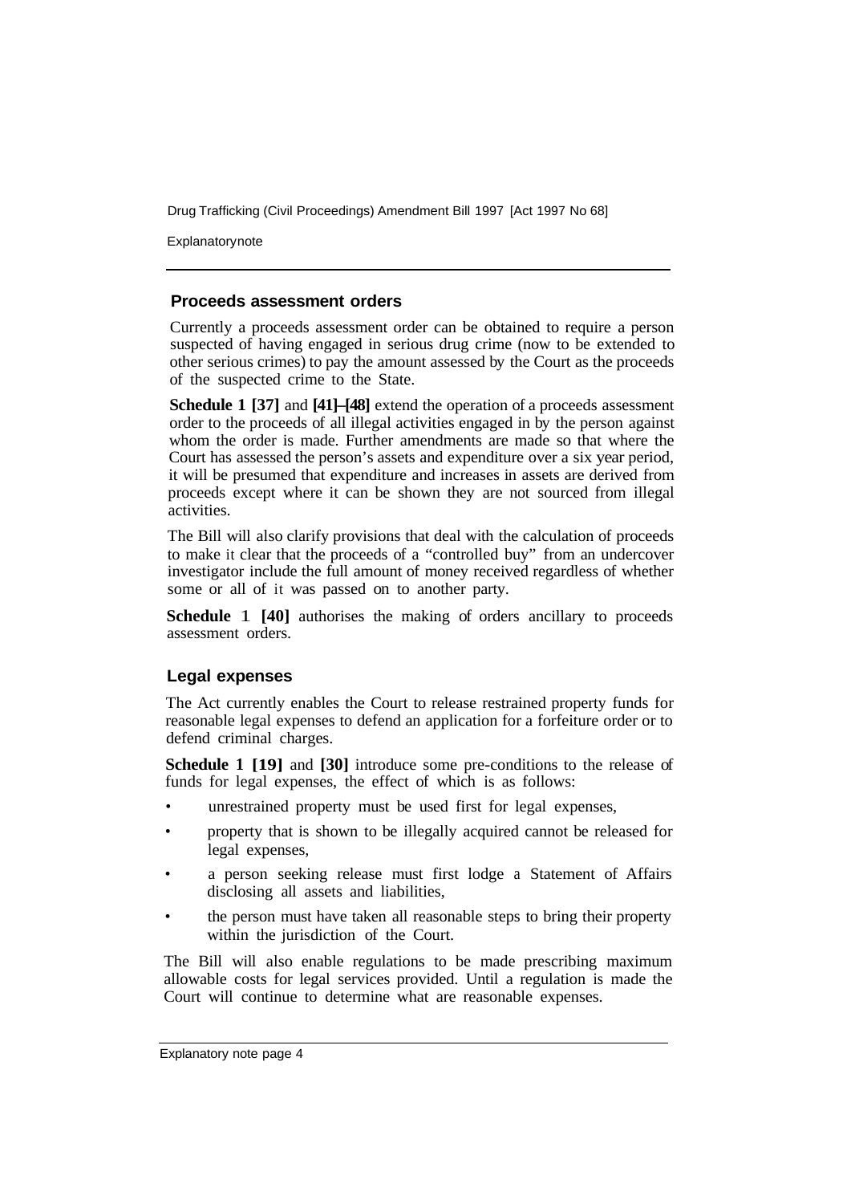## Proceeds assessment orders

Currently a proceeds assessment order can be obtained to require a person suspected of having engaged in serious drug crime (now to be extended to other serious crimes) to pay the amount assessed by the Court as the proceeds of the suspected crime to the State.

**Schedule 1 [37]** and **[41]–[48]** extend the operation of a proceeds assessment order to the proceeds of all illegal activities engaged in by the person against whom the order is made. Further amendments are made so that where the Court has assessed the person's assets and expenditure over a six year period, it will be presumed that expenditure and increases in assets are derived from proceeds except where it can be shown they are not sourced from illegal activities.

The Bill will also clarify provisions that deal with the calculation of proceeds to make it clear that the proceeds of a "controlled buy" from an undercover investigator include the full amount of money received regardless of whether some or all of it was passed on to another party.

**Schedule 1 [40]** authorises the making of orders ancillary to proceeds assessment orders.

## Legal expenses

The Act currently enables the Court to release restrained property funds for reasonable legal expenses to defend an application for a forfeiture order or to defend criminal charges.

**Schedule 1 [19]** and **[30]** introduce some pre-conditions to the release of funds for legal expenses, the effect of which is as follows:

- unrestrained property must be used first for legal expenses,
- property that is shown to be illegally acquired cannot be released for legal expenses,
- a person seeking release must first lodge a Statement of Affairs disclosing all assets and liabilities,
- the person must have taken all reasonable steps to bring their property within the jurisdiction of the Court.

The Bill will also enable regulations to be made prescribing maximum allowable costs for legal services provided. Until a regulation is made the Court will continue to determine what are reasonable expenses.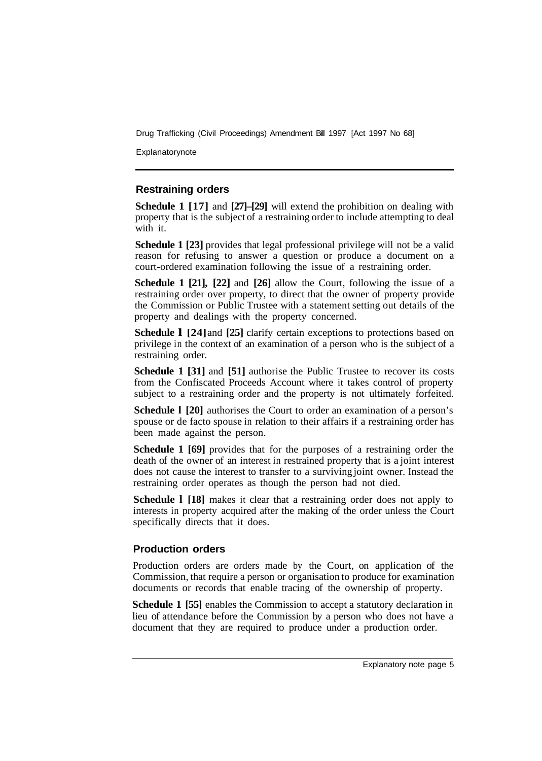## Restraining orders

**Schedule 1 [17]** and **[27]–[29]** will extend the prohibition on dealing with property that is the subject of a restraining order to include attempting to deal with it.

**Schedule 1 [23]** provides that legal professional privilege will not be a valid reason for refusing to answer a question or produce a document on a court-ordered examination following the issue of a restraining order.

**Schedule 1 [21], [22]** and **[26]** allow the Court, following the issue of a restraining order over property, to direct that the owner of property provide the Commission or Public Trustee with a statement setting out details of the property and dealings with the property concerned.

**Schedule 1 [24]** and **[25]** clarify certain exceptions to protections based on privilege in the context of an examination of a person who is the subject of a restraining order.

**Schedule 1 [31]** and **[51]** authorise the Public Trustee to recover its costs from the Confiscated Proceeds Account where it takes control of property subject to a restraining order and the property is not ultimately forfeited.

**Schedule 1 [20]** authorises the Court to order an examination of a person's spouse or de facto spouse in relation to their affairs if a restraining order has been made against the person.

**Schedule 1 [69]** provides that for the purposes of a restraining order the death of the owner of an interest in restrained property that is a joint interest does not cause the interest to transfer to a surviving joint owner. Instead the restraining order operates as though the person had not died.

**Schedule 1 [18]** makes it clear that a restraining order does not apply to interests in property acquired after the making of the order unless the Court specifically directs that it does.

## Production orders

Production orders are orders made by the Court, on application of the Commission, that require a person or organisation to produce for examination documents or records that enable tracing of the ownership of property.

**Schedule 1 [55]** enables the Commission to accept a statutory declaration in lieu of attendance before the Commission by a person who does not have a document that they are required to produce under a production order.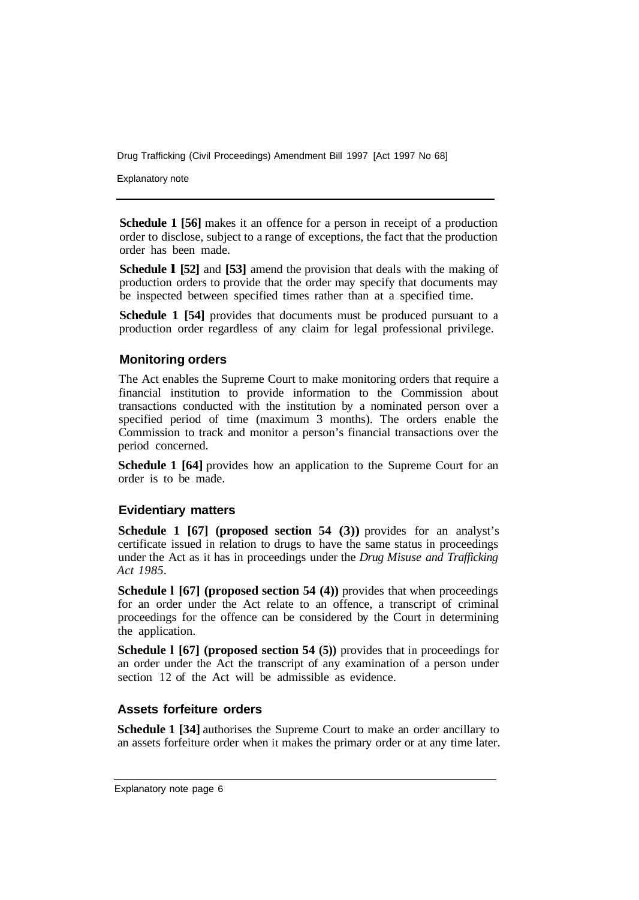**Schedule 1 [56]** makes it an offence for a person in receipt of a production order to disclose, subject to a range of exceptions, the fact that the production order has been made.

**Schedule 1 [52]** and **[53]** amend the provision that deals with the making of production orders to provide that the order may specify that documents may be inspected between specified times rather than at a specified time.

**Schedule 1 [54]** provides that documents must be produced pursuant to a production order regardless of any claim for legal professional privilege.

### Monitoring orders

The Act enables the Supreme Court to make monitoring orders that require a financial institution to provide information to the Commission about transactions conducted with the institution by a nominated person over a specified period of time (maximum 3 months). The orders enable the Commission to track and monitor a person's financial transactions over the period concerned.

**Schedule 1 [64]** provides how an application to the Supreme Court for an order is to be made.

### Evidentiary matters

**Schedule 1 [67] (proposed section 54 (3))** provides for an analyst's certificate issued in relation to drugs to have the same status in proceedings under the Act as it has in proceedings under the *Drug Misuse and Trafficking Act 1985*.

**Schedule 1 [67] (proposed section 54 (4))** provides that when proceedings for an order under the Act relate to an offence, a transcript of criminal proceedings for the offence can be considered by the Court in determining the application.

**Schedule 1 [67] (proposed section 54 (5))** provides that in proceedings for an order under the Act the transcript of any examination of a person under section 12 of the Act will be admissible as evidence.

### Assets forfeiture orders

**Schedule 1 [34]** authorises the Supreme Court to make an order ancillary to an assets forfeiture order when it makes the primary order or at any time later.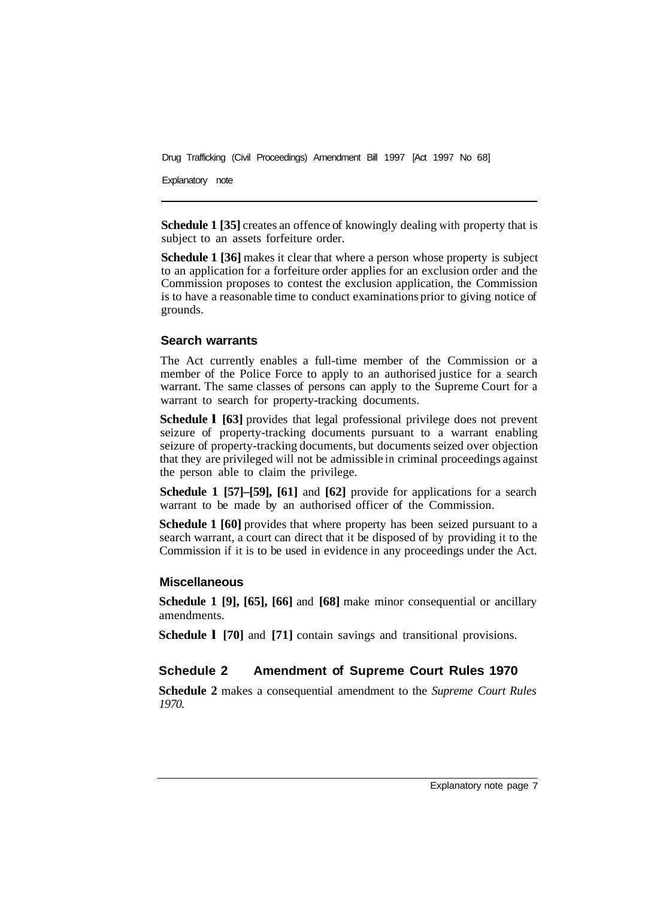**Schedule 1 [35]** creates an offence of knowingly dealing with property that is subject to an assets forfeiture order.

**Schedule 1 [36]** makes it clear that where a person whose property is subject to an application for a forfeiture order applies for an exclusion order and the Commission proposes to contest the exclusion application, the Commission is to have a reasonable time to conduct examinations prior to giving notice of grounds.

### Search warrants

The Act currently enables a full-time member of the Commission or a member of the Police Force to apply to an authorised justice for a search warrant. The same classes of persons can apply to the Supreme Court for a warrant to search for property-tracking documents.

**Schedule 1 [63]** provides that legal professional privilege does not prevent seizure of property-tracking documents pursuant to a warrant enabling seizure of property-tracking documents, but documents seized over objection that they are privileged will not be admissible in criminal proceedings against the person able to claim the privilege.

**Schedule 1 [57]–[59], [61]** and **[62]** provide for applications for a search warrant to be made by an authorised officer of the Commission.

**Schedule 1 [60]** provides that where property has been seized pursuant to a search warrant, a court can direct that it be disposed of by providing it to the Commission if it is to be used in evidence in any proceedings under the Act.

### Miscellaneous

**Schedule 1 [9], [65], [66]** and **[68]** make minor consequential or ancillary amendments.

**Schedule 1 [70]** and **[71]** contain savings and transitional provisions.

## Schedule 2 Amendment of Supreme Court Rules 1970

**Schedule 2** makes a consequential amendment to the *Supreme Court Rules 1970*.